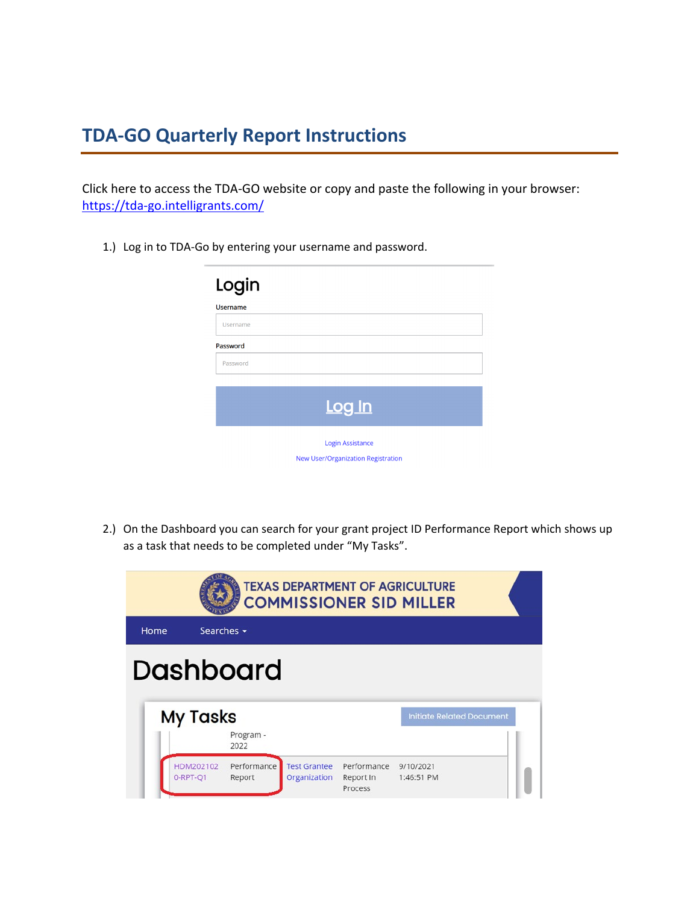# TDA-GO Quarterly Report Instructions

Click here to access the TDA-GO website or copy and paste the following in your browser: https://tda-go.intelligrants.com/

1.) Log in to TDA-Go by entering your username and password.

2.) On the Dashboard you can search for your grant project ID Performance Report which shows up as a task that needs to be completed under "My Tasks".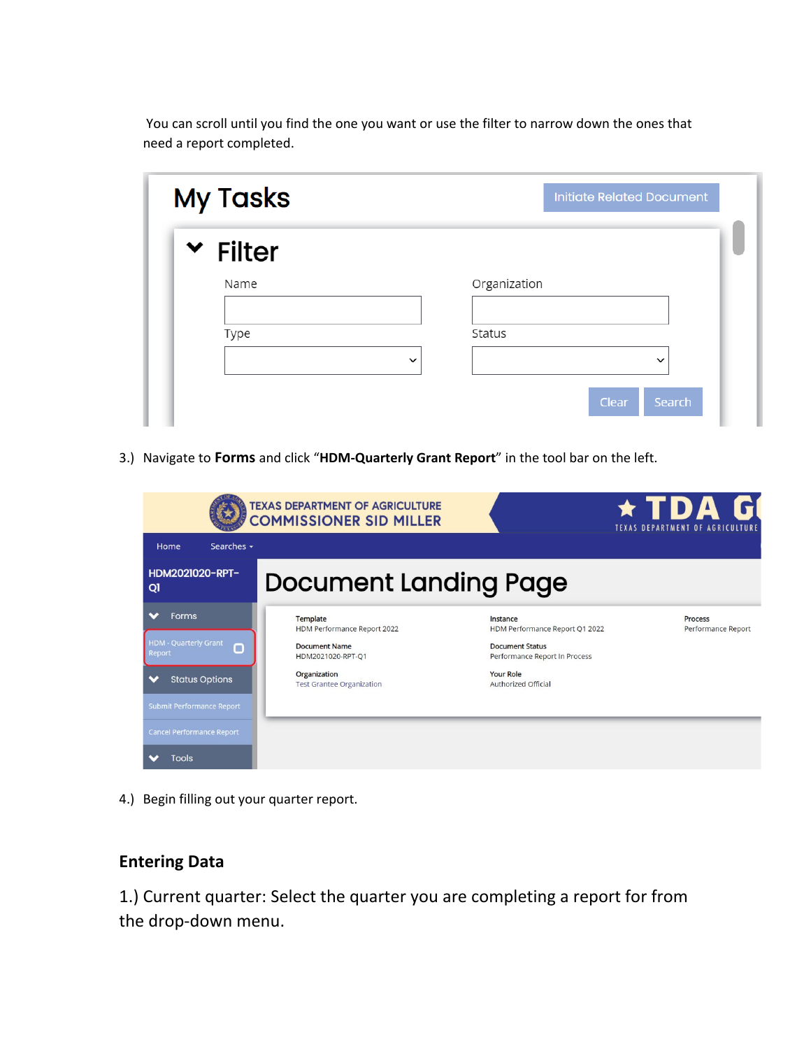You can scroll until you find the one you want or use the filter to narrow down the ones that need a report completed.

3.) Navigate to **Forms** and click "**HDM-Quarterly Grant Report**" in the tool bar on the left.

4.) Begin filling out your quarter report.

## Entering Data

1.) Current quarter: Select the quarter you are completing a report for from the drop-down menu.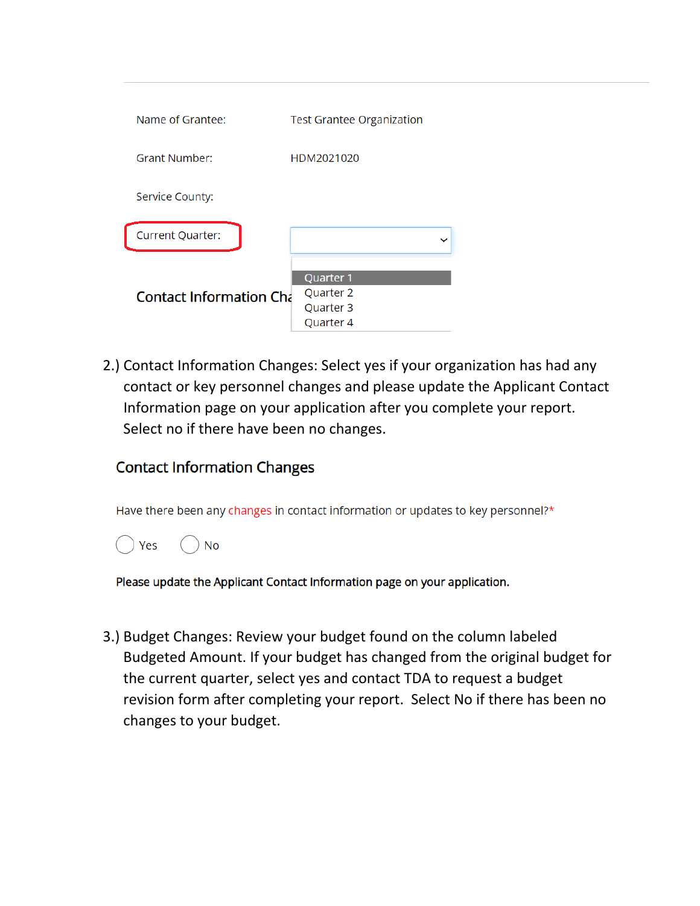| | |
|---|---|
| Name of Grantee: | Test Grantee Organization |
| Grant Number: | HDM2021020 |
| Service County: | |
| Current Quarter: | |

Quarter 1
Quarter 2
Quarter 3
Quarter 4

Contact Information Cha

2.) Contact Information Changes: Select yes if your organization has had any contact or key personnel changes and please update the Applicant Contact Information page on your application after you complete your report. Select no if there have been no changes.

### Contact Information Changes

Have there been any changes in contact information or updates to key personnel?*

○ Yes ○ No

**Please update the Applicant Contact Information page on your application.**

3.) Budget Changes: Review your budget found on the column labeled Budgeted Amount. If your budget has changed from the original budget for the current quarter, select yes and contact TDA to request a budget revision form after completing your report. Select No if there has been no changes to your budget.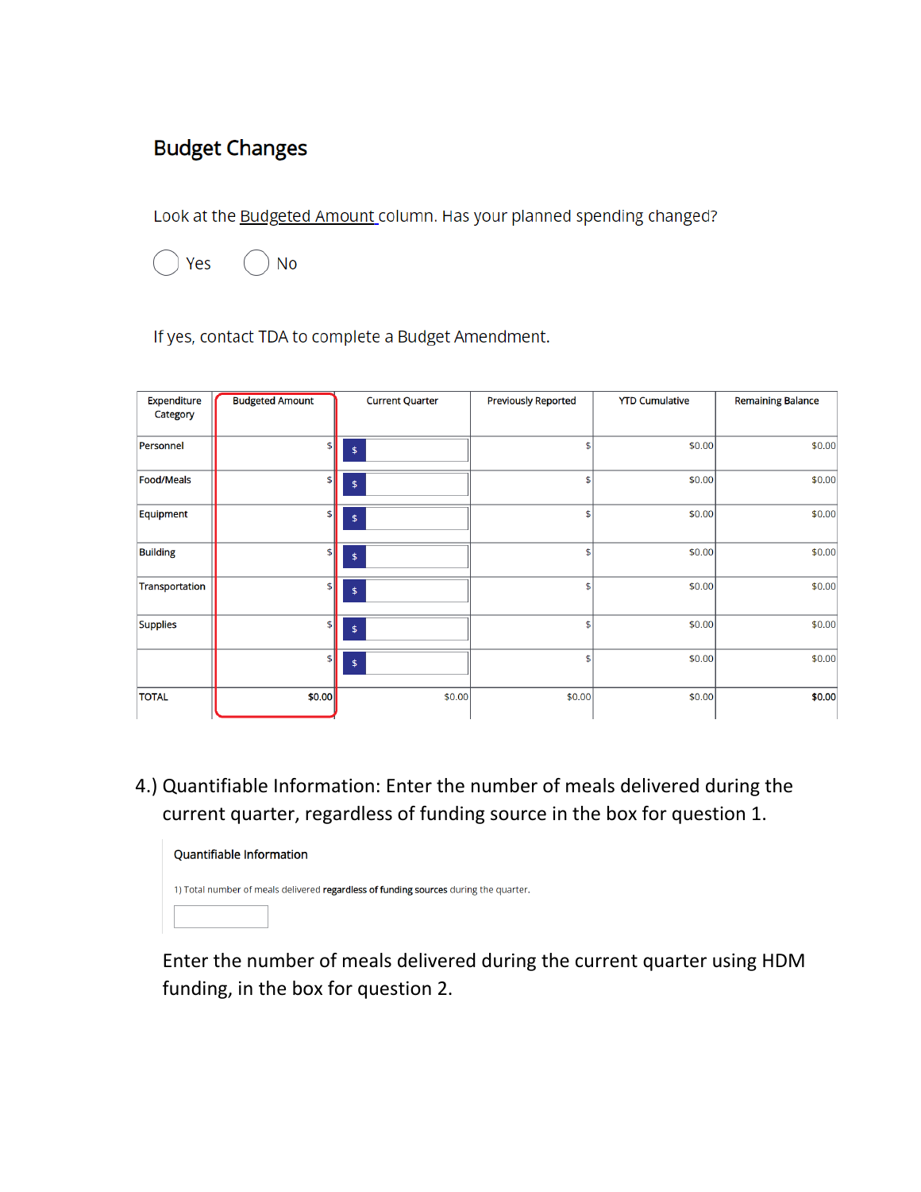## Budget Changes

Look at the Budgeted Amount column. Has your planned spending changed?

◯ Yes ◯ No

If yes, contact TDA to complete a Budget Amendment.

| Expenditure Category | Budgeted Amount | Current Quarter | Previously Reported | YTD Cumulative | Remaining Balance |
|---|---|---|---|---|---|
| Personnel | $ | $ | $ | $0.00 | $0.00 |
| Food/Meals | $ | $ | $ | $0.00 | $0.00 |
| Equipment | $ | $ | $ | $0.00 | $0.00 |
| Building | $ | $ | $ | $0.00 | $0.00 |
| Transportation | $ | $ | $ | $0.00 | $0.00 |
| Supplies | $ | $ | $ | $0.00 | $0.00 |
| | $ | $ | $ | $0.00 | $0.00 |
| TOTAL | **$0.00** | $0.00 | $0.00 | $0.00 | **$0.00** |

4.) Quantifiable Information: Enter the number of meals delivered during the current quarter, regardless of funding source in the box for question 1.

Quantifiable Information

1) Total number of meals delivered **regardless of funding sources** during the quarter.

Enter the number of meals delivered during the current quarter using HDM funding, in the box for question 2.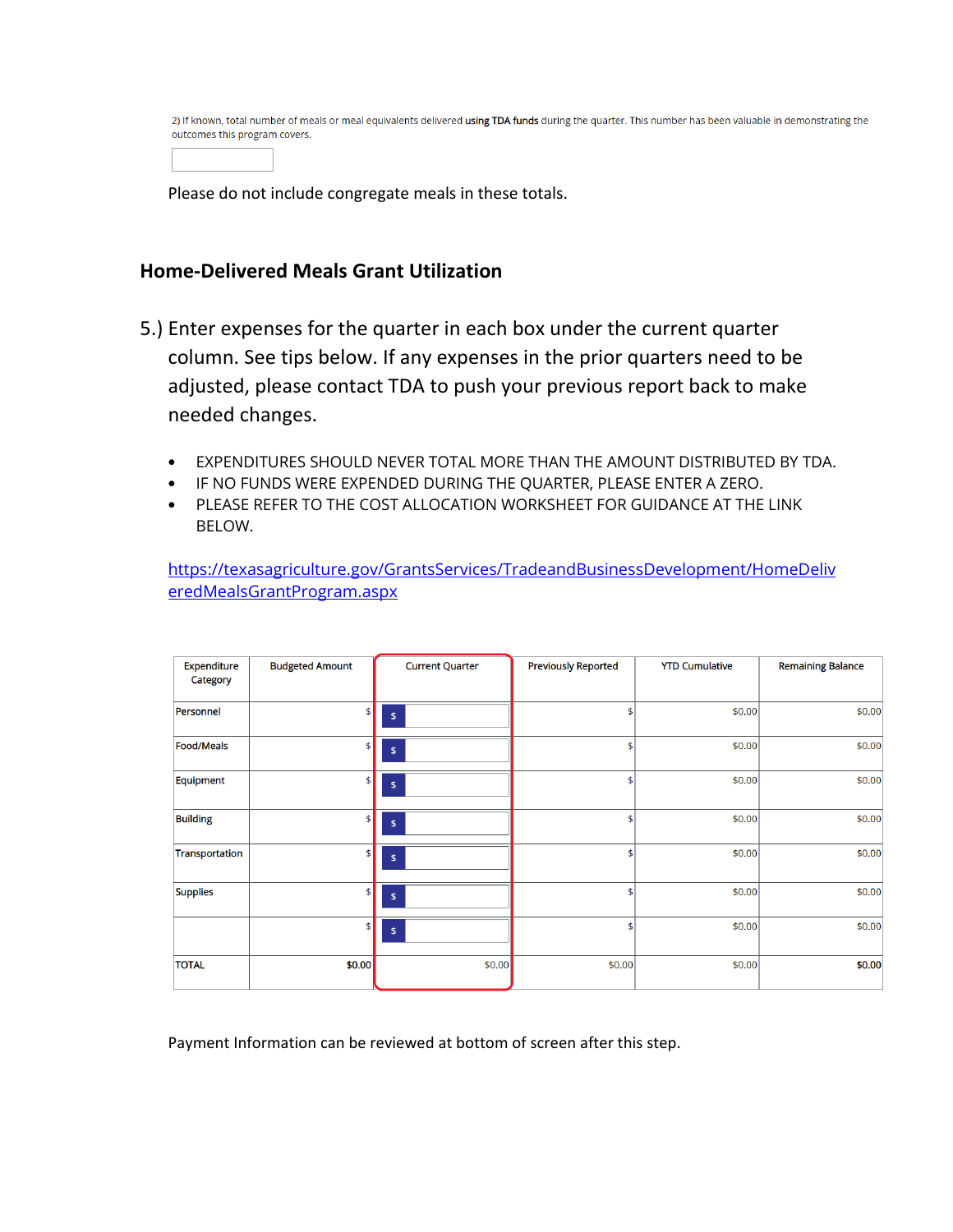2) If known, total number of meals or meal equivalents delivered **using TDA funds** during the quarter. This number has been valuable in demonstrating the outcomes this program covers.

Please do not include congregate meals in these totals.

## Home-Delivered Meals Grant Utilization

5.) Enter expenses for the quarter in each box under the current quarter column. See tips below. If any expenses in the prior quarters need to be adjusted, please contact TDA to push your previous report back to make needed changes.

- EXPENDITURES SHOULD NEVER TOTAL MORE THAN THE AMOUNT DISTRIBUTED BY TDA.
- IF NO FUNDS WERE EXPENDED DURING THE QUARTER, PLEASE ENTER A ZERO.
- PLEASE REFER TO THE COST ALLOCATION WORKSHEET FOR GUIDANCE AT THE LINK BELOW.

https://texasagriculture.gov/GrantsServices/TradeandBusinessDevelopment/HomeDeliveredMealsGrantProgram.aspx

| Expenditure Category | Budgeted Amount | Current Quarter | Previously Reported | YTD Cumulative | Remaining Balance |
|---|---|---|---|---|---|
| Personnel | $ | $ | $ | $0.00 | $0.00 |
| Food/Meals | $ | $ | $ | $0.00 | $0.00 |
| Equipment | $ | $ | $ | $0.00 | $0.00 |
| Building | $ | $ | $ | $0.00 | $0.00 |
| Transportation | $ | $ | $ | $0.00 | $0.00 |
| Supplies | $ | $ | $ | $0.00 | $0.00 |
| | $ | $ | $ | $0.00 | $0.00 |
| TOTAL | $0.00 | $0.00 | $0.00 | $0.00 | $0.00 |

Payment Information can be reviewed at bottom of screen after this step.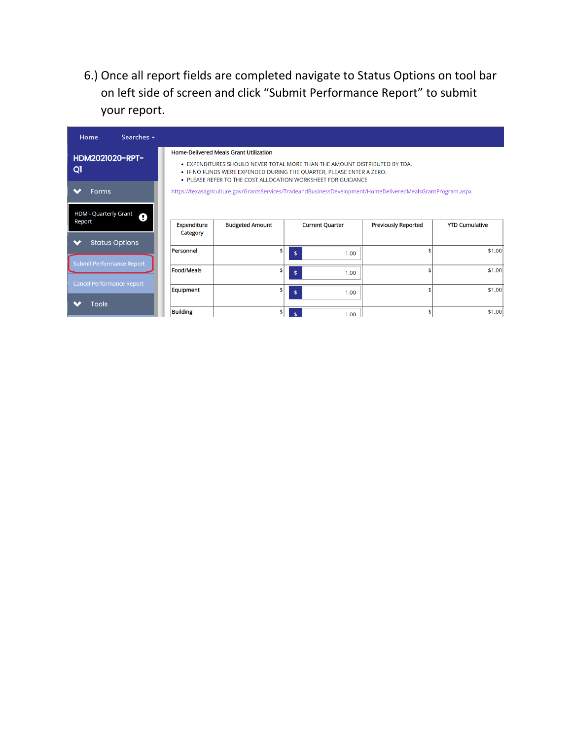6.) Once all report fields are completed navigate to Status Options on tool bar on left side of screen and click "Submit Performance Report" to submit your report.

Home Searches

HDM2021020-RPT-Q1

Forms

HDM - Quarterly Grant Report

Status Options

Submit Performance Report

Cancel Performance Report

Tools

Home-Delivered Meals Grant Utilization

- EXPENDITURES SHOULD NEVER TOTAL MORE THAN THE AMOUNT DISTRIBUTED BY TDA.
- IF NO FUNDS WERE EXPENDED DURING THE QUARTER, PLEASE ENTER A ZERO.
- PLEASE REFER TO THE COST ALLOCATION WORKSHEET FOR GUIDANCE

https://texasagriculture.gov/GrantsServices/TradeandBusinessDevelopment/HomeDeliveredMealsGrantProgram.aspx

| Expenditure Category | Budgeted Amount | Current Quarter | Previously Reported | YTD Cumulative |
| --- | --- | --- | --- | --- |
| Personnel | $ | $ 1.00 | $ | $1.00 |
| Food/Meals | $ | $ 1.00 | $ | $1.00 |
| Equipment | $ | $ 1.00 | $ | $1.00 |
| Building | $ | $ 1.00 | $ | $1.00 |